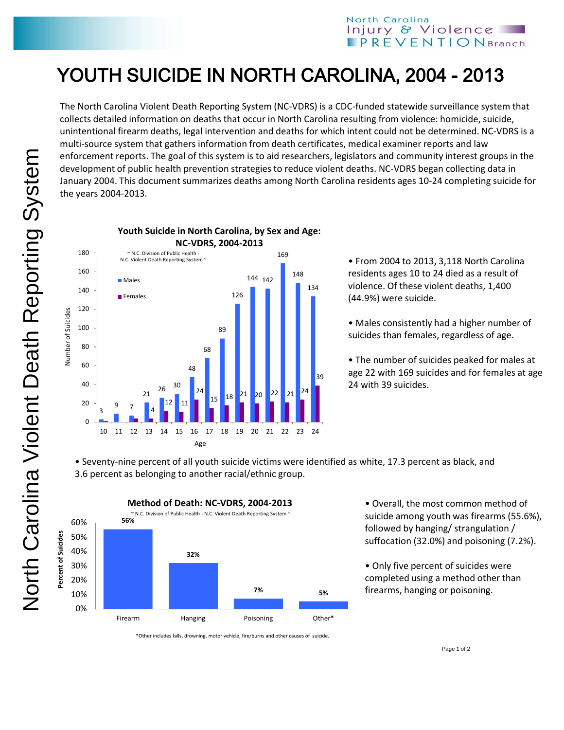North Carolina Injury & Violence PREVENTION Branch

# YOUTH SUICIDE IN NORTH CAROLINA, 2004 - 2013

The North Carolina Violent Death Reporting System (NC-VDRS) is a CDC-funded statewide surveillance system that collects detailed information on deaths that occur in North Carolina resulting from violence: homicide, suicide, unintentional firearm deaths, legal intervention and deaths for which intent could not be determined. NC-VDRS is a multi-source system that gathers information from death certificates, medical examiner reports and law enforcement reports. The goal of this system is to aid researchers, legislators and community interest groups in the development of public health prevention strategies to reduce violent deaths. NC-VDRS began collecting data in January 2004. This document summarizes deaths among North Carolina residents ages 10-24 completing suicide for the years 2004-2013.

**Youth Suicide in North Carolina, by Sex and Age: NC-VDRS, 2004-2013**

~ N.C. Division of Public Health - N.C. Violent Death Reporting System ~

| Age | Males | Females |
|---|---|---|
| 10 | 3 | |
| 11 | 9 | |
| 12 | 7 | |
| 13 | 21 | 4 |
| 14 | 26 | 12 |
| 15 | 30 | 11 |
| 16 | 48 | 24 |
| 17 | 68 | 15 |
| 18 | 89 | 18 |
| 19 | 126 | 21 |
| 20 | 144 | 20 |
| 21 | 142 | 22 |
| 22 | 169 | 21 |
| 23 | 148 | 24 |
| 24 | 134 | 39 |

- From 2004 to 2013, 3,118 North Carolina residents ages 10 to 24 died as a result of violence. Of these violent deaths, 1,400 (44.9%) were suicide.
- Males consistently had a higher number of suicides than females, regardless of age.
- The number of suicides peaked for males at age 22 with 169 suicides and for females at age 24 with 39 suicides.
- Seventy-nine percent of all youth suicide victims were identified as white, 17.3 percent as black, and 3.6 percent as belonging to another racial/ethnic group.

**Method of Death: NC-VDRS, 2004-2013**

~ N.C. Division of Public Health - N.C. Violent Death Reporting System ~

| Method | Percent of Suicides |
|---|---|
| Firearm | 56% |
| Hanging | 32% |
| Poisoning | 7% |
| Other* | 5% |

*Other includes falls, drowning, motor vehicle, fire/burns and other causes of suicide.

- Overall, the most common method of suicide among youth was firearms (55.6%), followed by hanging/ strangulation / suffocation (32.0%) and poisoning (7.2%).
- Only five percent of suicides were completed using a method other than firearms, hanging or poisoning.

North Carolina Violent Death Reporting System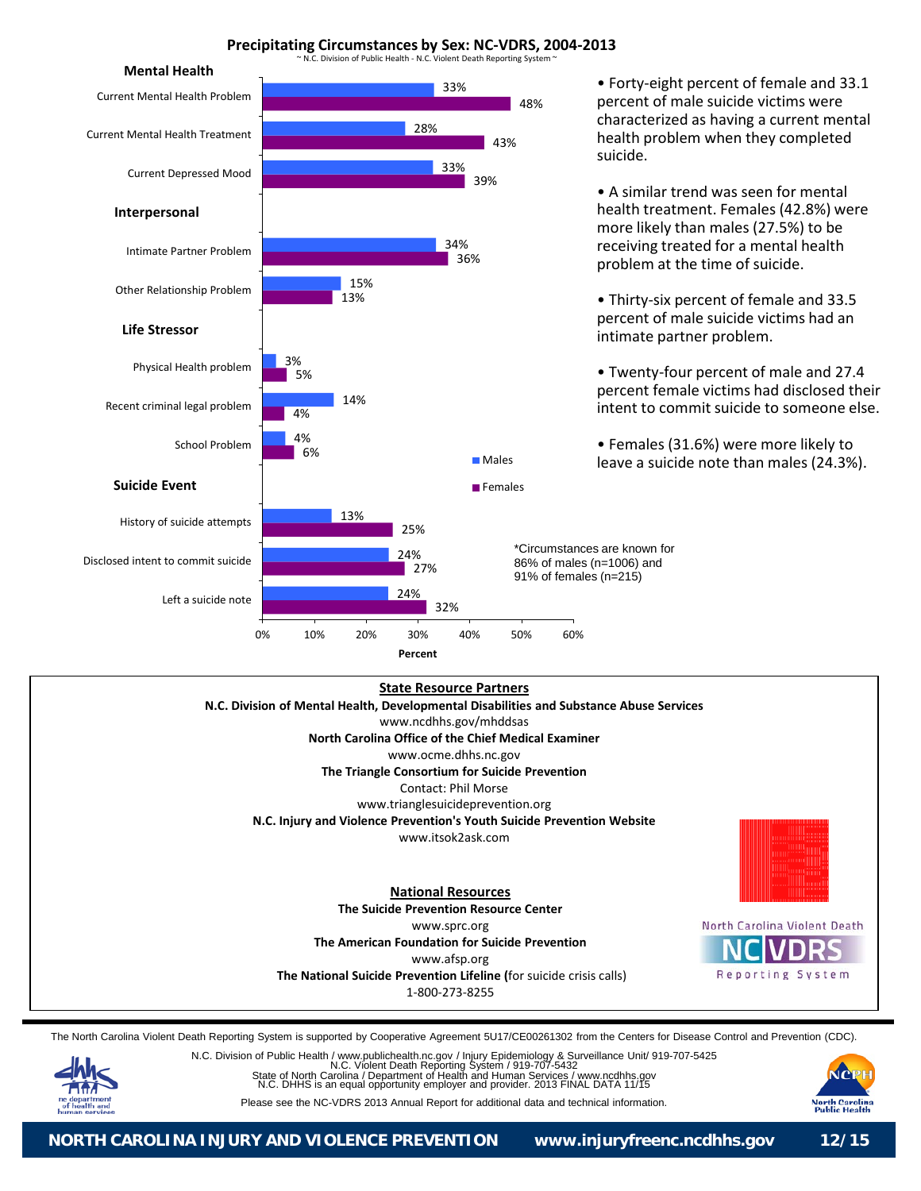## Precipitating Circumstances by Sex: NC-VDRS, 2004-2013

~ N.C. Division of Public Health - N.C. Violent Death Reporting System ~

**Mental Health**

Current Mental Health Problem 33% 48%

Current Mental Health Treatment 28% 43%

Current Depressed Mood 33% 39%

**Interpersonal**

Intimate Partner Problem 34% 36%

Other Relationship Problem 15% 13%

**Life Stressor**

Physical Health problem 3% 5%

Recent criminal legal problem 14% 4%

School Problem 4% 6%

**Suicide Event**

History of suicide attempts 13% 25%

Disclosed intent to commit suicide 24% 27%

Left a suicide note 24% 32%

Males

Females

0% 10% 20% 30% 40% 50% 60%

Percent

*Circumstances are known for 86% of males (n=1006) and 91% of females (n=215)

- Forty-eight percent of female and 33.1 percent of male suicide victims were characterized as having a current mental health problem when they completed suicide.
- A similar trend was seen for mental health treatment. Females (42.8%) were more likely than males (27.5%) to be receiving treated for a mental health problem at the time of suicide.
- Thirty-six percent of female and 33.5 percent of male suicide victims had an intimate partner problem.
- Twenty-four percent of male and 27.4 percent female victims had disclosed their intent to commit suicide to someone else.
- Females (31.6%) were more likely to leave a suicide note than males (24.3%).

### State Resource Partners

**N.C. Division of Mental Health, Developmental Disabilities and Substance Abuse Services**
www.ncdhhs.gov/mhddsas

**North Carolina Office of the Chief Medical Examiner**
www.ocme.dhhs.nc.gov

**The Triangle Consortium for Suicide Prevention**
Contact: Phil Morse
www.trianglesuicideprevention.org

**N.C. Injury and Violence Prevention's Youth Suicide Prevention Website**
www.itsok2ask.com

### National Resources

**The Suicide Prevention Resource Center**
www.sprc.org

**The American Foundation for Suicide Prevention**
www.afsp.org

**The National Suicide Prevention Lifeline (**for suicide crisis calls)
1-800-273-8255

North Carolina Violent Death NC VDRS Reporting System

The North Carolina Violent Death Reporting System is supported by Cooperative Agreement 5U17/CE00261302 from the Centers for Disease Control and Prevention (CDC).

N.C. Division of Public Health / www.publichealth.nc.gov / Injury Epidemiology & Surveillance Unit/ 919-707-5425
N.C. Violent Death Reporting System / 919-707-5432
State of North Carolina / Department of Health and Human Services / www.ncdhhs.gov
N.C. DHHS is an equal opportunity employer and provider. 2013 FINAL DATA 11/15

Please see the NC-VDRS 2013 Annual Report for additional data and technical information.

**NORTH CAROLINA INJURY AND VIOLENCE PREVENTION** www.injuryfreenc.ncdhhs.gov